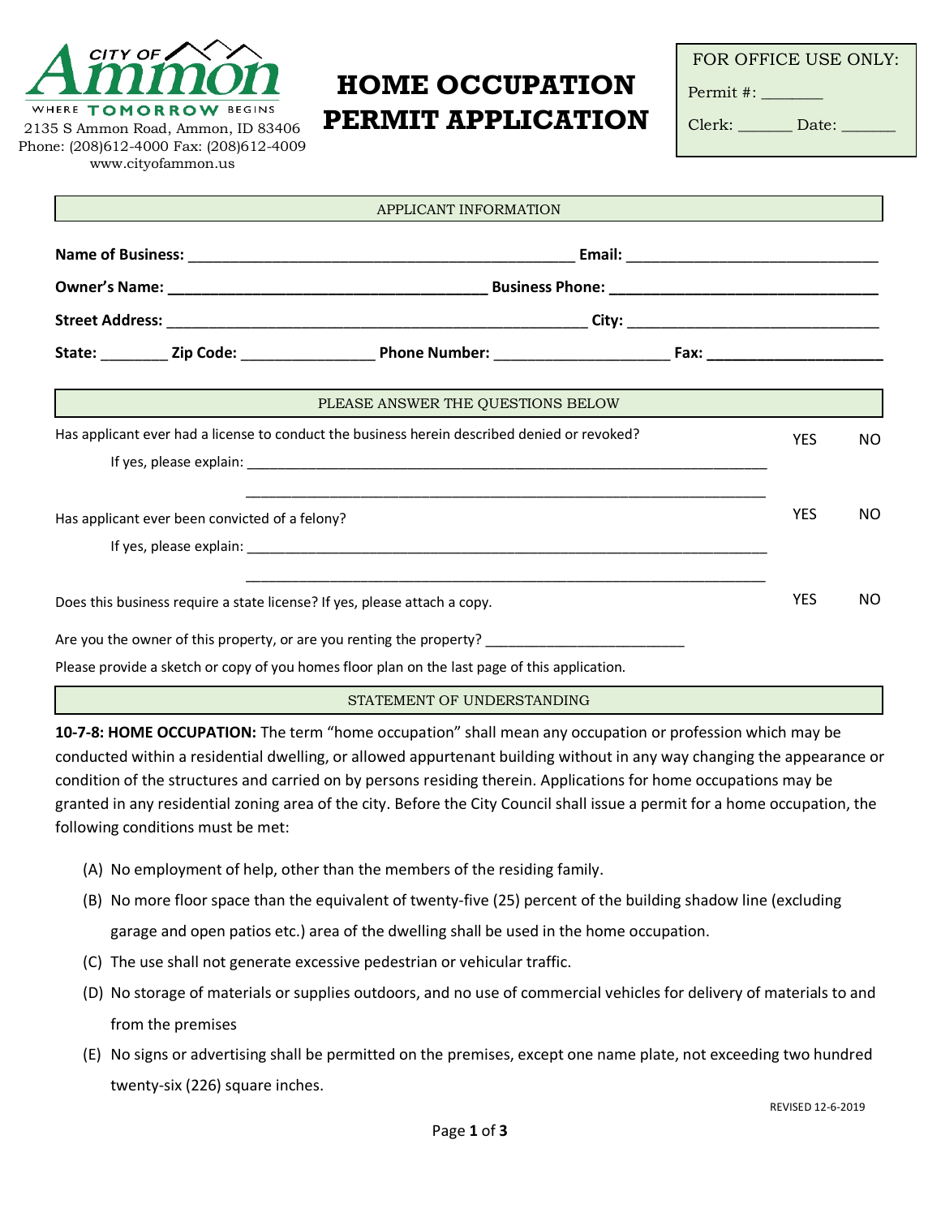CITY OF Ammon
WHERE TOMORROW BEGINS
2135 S Ammon Road, Ammon, ID 83406
Phone: (208)612-4000 Fax: (208)612-4009
www.cityofammon.us

# HOME OCCUPATION PERMIT APPLICATION

FOR OFFICE USE ONLY:
Permit #: _______
Clerk: ______ Date: ______

## APPLICANT INFORMATION

**Name of Business:** ______________________________ **Email:** ______________________________

**Owner's Name:** ______________________________ **Business Phone:** ______________________________

**Street Address:** ______________________________ **City:** ______________________________

**State:** ________ **Zip Code:** ______________ **Phone Number:** ________________ **Fax:** ________________

## PLEASE ANSWER THE QUESTIONS BELOW

Has applicant ever had a license to conduct the business herein described denied or revoked? YES NO

If yes, please explain: ______________________________________________________________

______________________________________________________________

Has applicant ever been convicted of a felony? YES NO

If yes, please explain: ______________________________________________________________

______________________________________________________________

Does this business require a state license? If yes, please attach a copy. YES NO

Are you the owner of this property, or are you renting the property? ________________________

Please provide a sketch or copy of you homes floor plan on the last page of this application.

## STATEMENT OF UNDERSTANDING

**10-7-8: HOME OCCUPATION:** The term "home occupation" shall mean any occupation or profession which may be conducted within a residential dwelling, or allowed appurtenant building without in any way changing the appearance or condition of the structures and carried on by persons residing therein. Applications for home occupations may be granted in any residential zoning area of the city. Before the City Council shall issue a permit for a home occupation, the following conditions must be met:

(A) No employment of help, other than the members of the residing family.

(B) No more floor space than the equivalent of twenty-five (25) percent of the building shadow line (excluding garage and open patios etc.) area of the dwelling shall be used in the home occupation.

(C) The use shall not generate excessive pedestrian or vehicular traffic.

(D) No storage of materials or supplies outdoors, and no use of commercial vehicles for delivery of materials to and from the premises

(E) No signs or advertising shall be permitted on the premises, except one name plate, not exceeding two hundred twenty-six (226) square inches.

REVISED 12-6-2019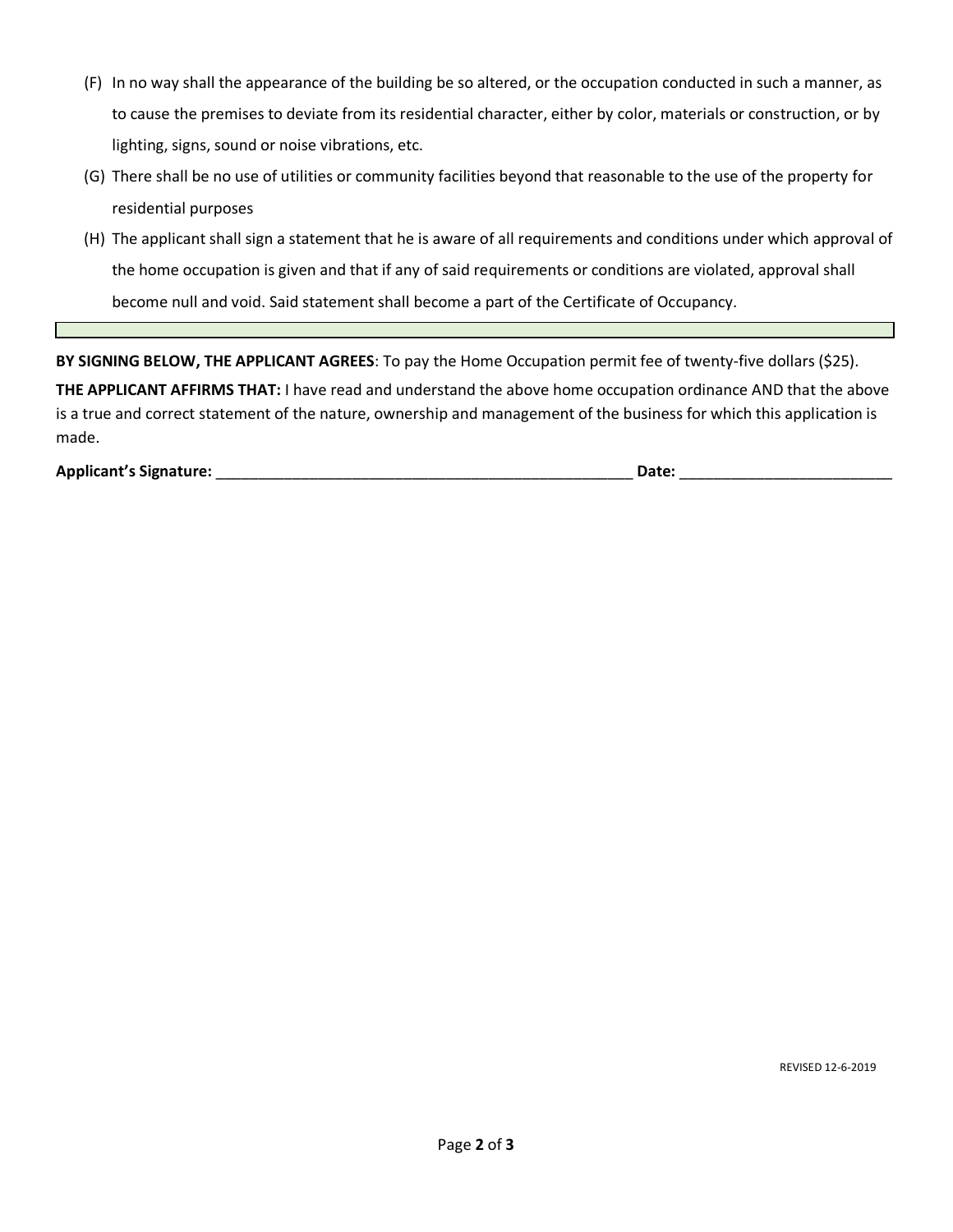(F) In no way shall the appearance of the building be so altered, or the occupation conducted in such a manner, as to cause the premises to deviate from its residential character, either by color, materials or construction, or by lighting, signs, sound or noise vibrations, etc.

(G) There shall be no use of utilities or community facilities beyond that reasonable to the use of the property for residential purposes

(H) The applicant shall sign a statement that he is aware of all requirements and conditions under which approval of the home occupation is given and that if any of said requirements or conditions are violated, approval shall become null and void. Said statement shall become a part of the Certificate of Occupancy.

---

**BY SIGNING BELOW, THE APPLICANT AGREES**: To pay the Home Occupation permit fee of twenty-five dollars ($25).

**THE APPLICANT AFFIRMS THAT:** I have read and understand the above home occupation ordinance AND that the above is a true and correct statement of the nature, ownership and management of the business for which this application is made.

**Applicant's Signature:** ___________________________________________________ **Date:** _________________________

REVISED 12-6-2019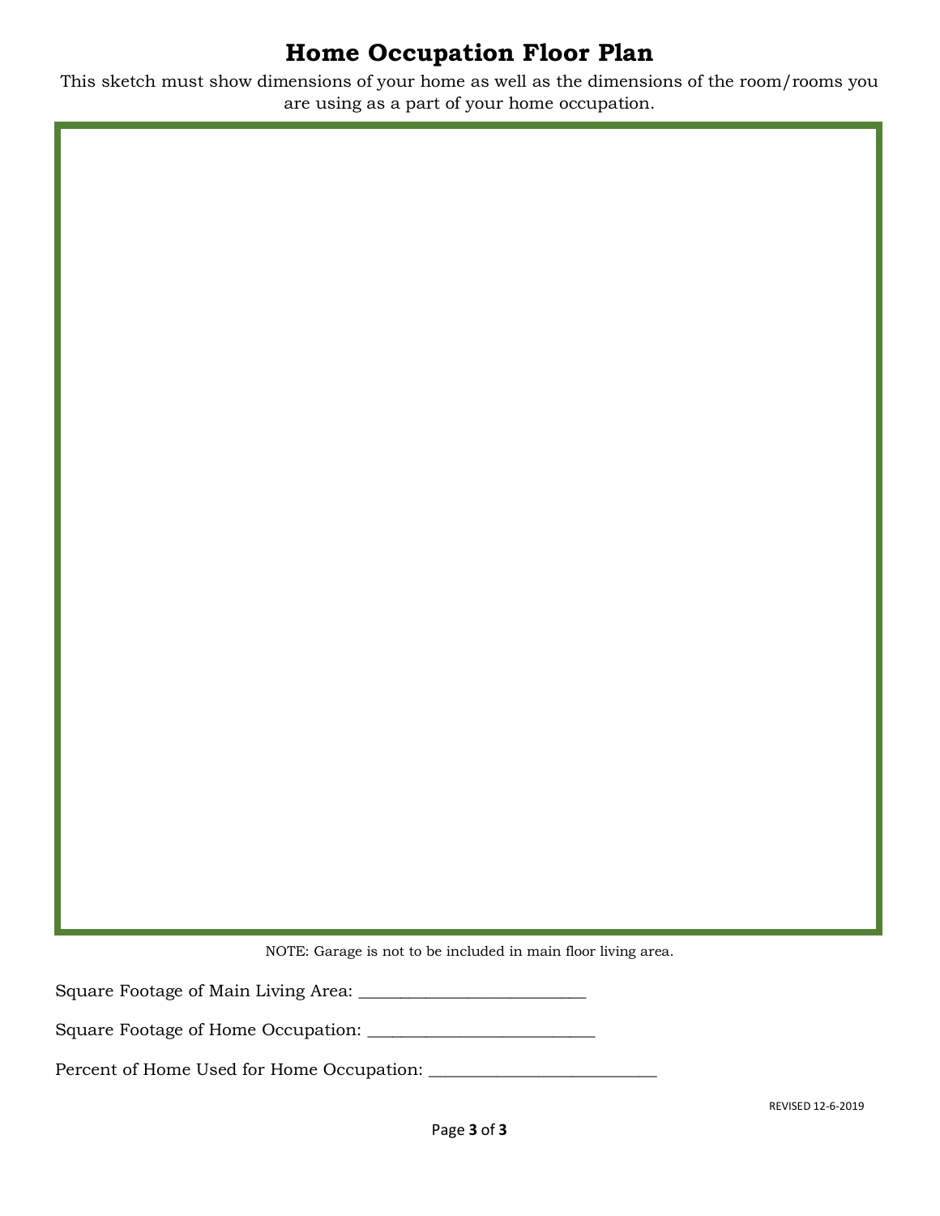# Home Occupation Floor Plan

This sketch must show dimensions of your home as well as the dimensions of the room/rooms you are using as a part of your home occupation.

NOTE: Garage is not to be included in main floor living area.

Square Footage of Main Living Area: ___________________________

Square Footage of Home Occupation: ___________________________

Percent of Home Used for Home Occupation: ___________________________

REVISED 12-6-2019